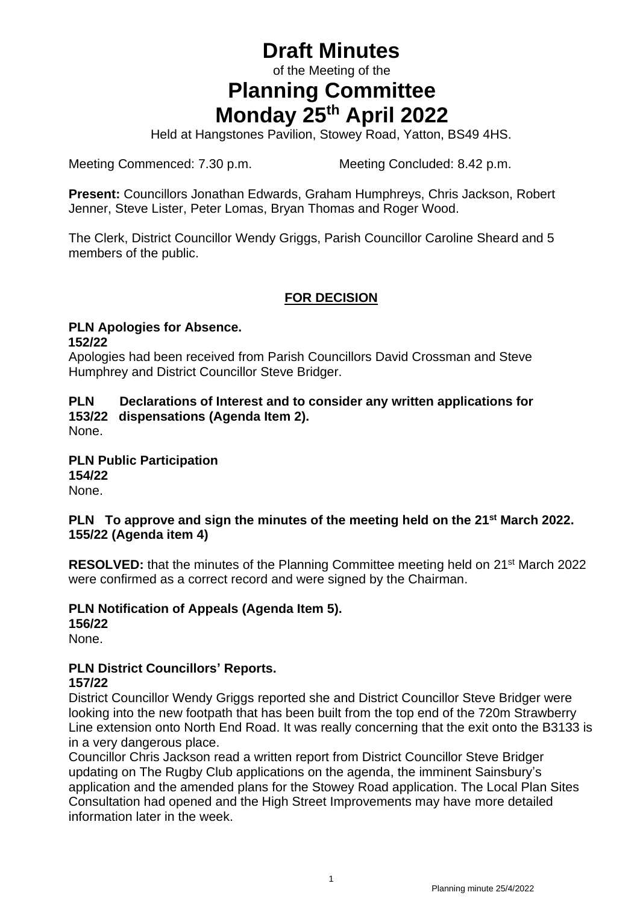# Draft Minutes

of the Meeting of the

# Planning Committee
# Monday 25th April 2022

Held at Hangstones Pavilion, Stowey Road, Yatton, BS49 4HS.

Meeting Commenced: 7.30 p.m. Meeting Concluded: 8.42 p.m.

**Present:** Councillors Jonathan Edwards, Graham Humphreys, Chris Jackson, Robert Jenner, Steve Lister, Peter Lomas, Bryan Thomas and Roger Wood.

The Clerk, District Councillor Wendy Griggs, Parish Councillor Caroline Sheard and 5 members of the public.

## FOR DECISION

**PLN 152/22 Apologies for Absence.**

Apologies had been received from Parish Councillors David Crossman and Steve Humphrey and District Councillor Steve Bridger.

**PLN 153/22 Declarations of Interest and to consider any written applications for dispensations (Agenda Item 2).**

None.

**PLN 154/22 Public Participation**

None.

**PLN 155/22 To approve and sign the minutes of the meeting held on the 21st March 2022. (Agenda item 4)**

**RESOLVED:** that the minutes of the Planning Committee meeting held on 21st March 2022 were confirmed as a correct record and were signed by the Chairman.

**PLN 156/22 Notification of Appeals (Agenda Item 5).**

None.

**PLN 157/22 District Councillors' Reports.**

District Councillor Wendy Griggs reported she and District Councillor Steve Bridger were looking into the new footpath that has been built from the top end of the 720m Strawberry Line extension onto North End Road. It was really concerning that the exit onto the B3133 is in a very dangerous place.

Councillor Chris Jackson read a written report from District Councillor Steve Bridger updating on The Rugby Club applications on the agenda, the imminent Sainsbury's application and the amended plans for the Stowey Road application. The Local Plan Sites Consultation had opened and the High Street Improvements may have more detailed information later in the week.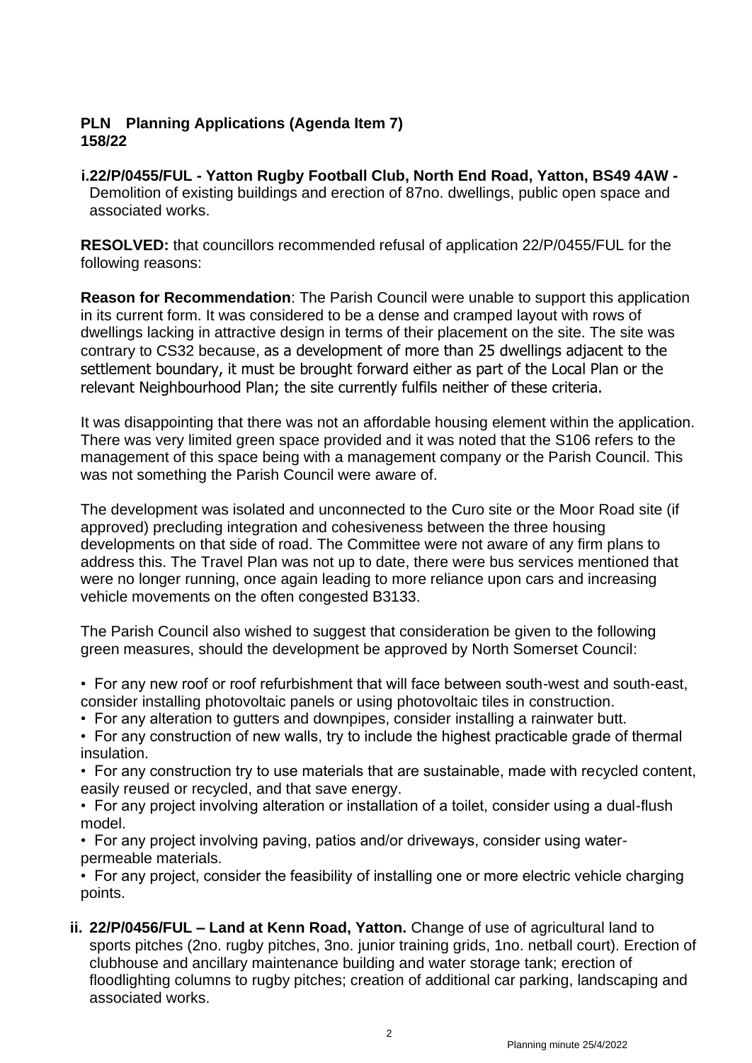**PLN 158/22 Planning Applications (Agenda Item 7)**

**i. 22/P/0455/FUL - Yatton Rugby Football Club, North End Road, Yatton, BS49 4AW -** Demolition of existing buildings and erection of 87no. dwellings, public open space and associated works.

**RESOLVED:** that councillors recommended refusal of application 22/P/0455/FUL for the following reasons:

**Reason for Recommendation**: The Parish Council were unable to support this application in its current form. It was considered to be a dense and cramped layout with rows of dwellings lacking in attractive design in terms of their placement on the site. The site was contrary to CS32 because, as a development of more than 25 dwellings adjacent to the settlement boundary, it must be brought forward either as part of the Local Plan or the relevant Neighbourhood Plan; the site currently fulfils neither of these criteria.

It was disappointing that there was not an affordable housing element within the application. There was very limited green space provided and it was noted that the S106 refers to the management of this space being with a management company or the Parish Council. This was not something the Parish Council were aware of.

The development was isolated and unconnected to the Curo site or the Moor Road site (if approved) precluding integration and cohesiveness between the three housing developments on that side of road. The Committee were not aware of any firm plans to address this. The Travel Plan was not up to date, there were bus services mentioned that were no longer running, once again leading to more reliance upon cars and increasing vehicle movements on the often congested B3133.

The Parish Council also wished to suggest that consideration be given to the following green measures, should the development be approved by North Somerset Council:

- For any new roof or roof refurbishment that will face between south-west and south-east, consider installing photovoltaic panels or using photovoltaic tiles in construction.
- For any alteration to gutters and downpipes, consider installing a rainwater butt.
- For any construction of new walls, try to include the highest practicable grade of thermal insulation.
- For any construction try to use materials that are sustainable, made with recycled content, easily reused or recycled, and that save energy.
- For any project involving alteration or installation of a toilet, consider using a dual-flush model.
- For any project involving paving, patios and/or driveways, consider using water-permeable materials.
- For any project, consider the feasibility of installing one or more electric vehicle charging points.

**ii. 22/P/0456/FUL – Land at Kenn Road, Yatton.** Change of use of agricultural land to sports pitches (2no. rugby pitches, 3no. junior training grids, 1no. netball court). Erection of clubhouse and ancillary maintenance building and water storage tank; erection of floodlighting columns to rugby pitches; creation of additional car parking, landscaping and associated works.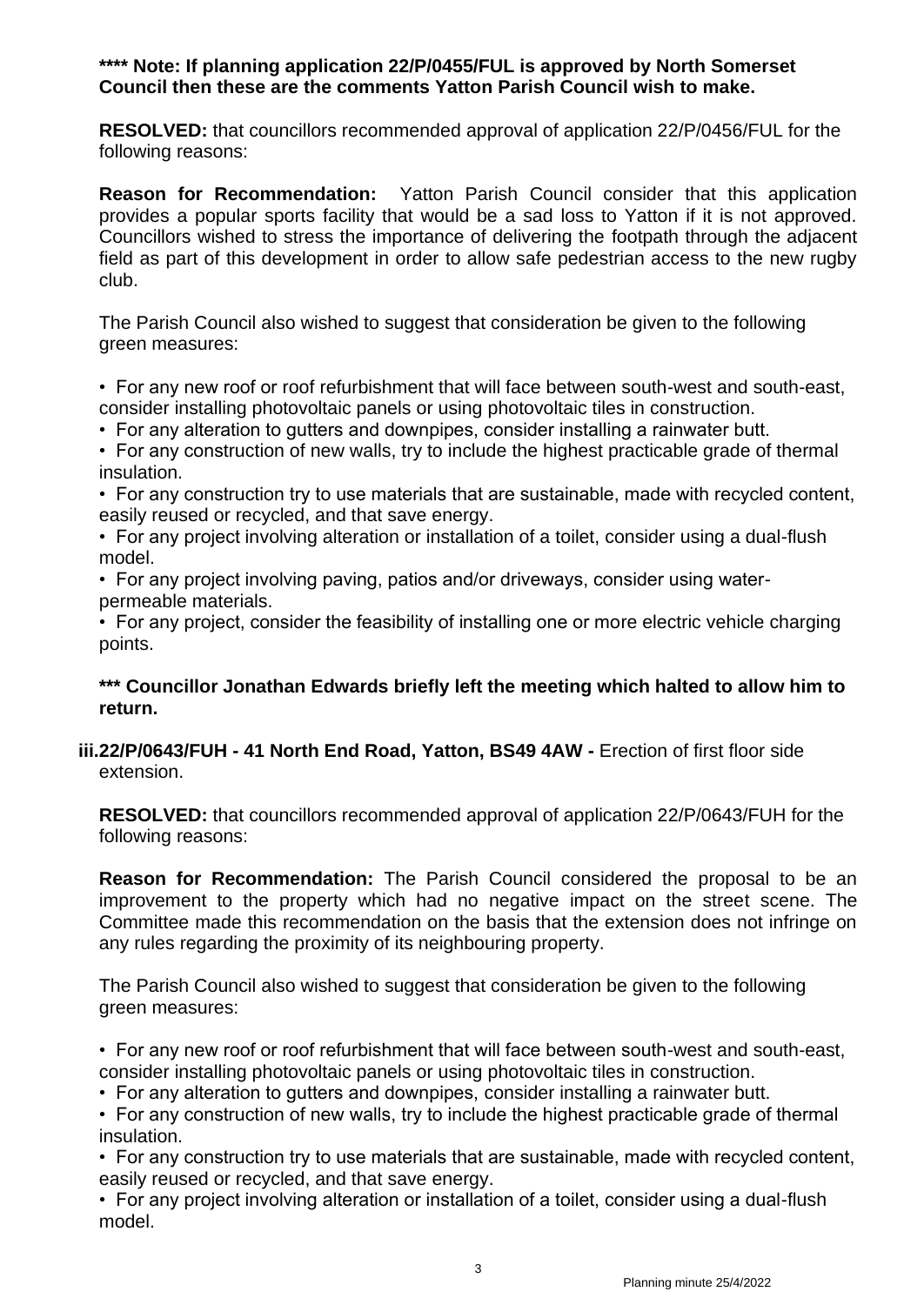**\*\*\*\* Note: If planning application 22/P/0455/FUL is approved by North Somerset Council then these are the comments Yatton Parish Council wish to make.**

**RESOLVED:** that councillors recommended approval of application 22/P/0456/FUL for the following reasons:

**Reason for Recommendation:** Yatton Parish Council consider that this application provides a popular sports facility that would be a sad loss to Yatton if it is not approved. Councillors wished to stress the importance of delivering the footpath through the adjacent field as part of this development in order to allow safe pedestrian access to the new rugby club.

The Parish Council also wished to suggest that consideration be given to the following green measures:

- For any new roof or roof refurbishment that will face between south-west and south-east, consider installing photovoltaic panels or using photovoltaic tiles in construction.
- For any alteration to gutters and downpipes, consider installing a rainwater butt.
- For any construction of new walls, try to include the highest practicable grade of thermal insulation.
- For any construction try to use materials that are sustainable, made with recycled content, easily reused or recycled, and that save energy.
- For any project involving alteration or installation of a toilet, consider using a dual-flush model.
- For any project involving paving, patios and/or driveways, consider using water-permeable materials.
- For any project, consider the feasibility of installing one or more electric vehicle charging points.

**\*\*\* Councillor Jonathan Edwards briefly left the meeting which halted to allow him to return.**

**iii. 22/P/0643/FUH - 41 North End Road, Yatton, BS49 4AW -** Erection of first floor side extension.

**RESOLVED:** that councillors recommended approval of application 22/P/0643/FUH for the following reasons:

**Reason for Recommendation:** The Parish Council considered the proposal to be an improvement to the property which had no negative impact on the street scene. The Committee made this recommendation on the basis that the extension does not infringe on any rules regarding the proximity of its neighbouring property.

The Parish Council also wished to suggest that consideration be given to the following green measures:

- For any new roof or roof refurbishment that will face between south-west and south-east, consider installing photovoltaic panels or using photovoltaic tiles in construction.
- For any alteration to gutters and downpipes, consider installing a rainwater butt.
- For any construction of new walls, try to include the highest practicable grade of thermal insulation.
- For any construction try to use materials that are sustainable, made with recycled content, easily reused or recycled, and that save energy.
- For any project involving alteration or installation of a toilet, consider using a dual-flush model.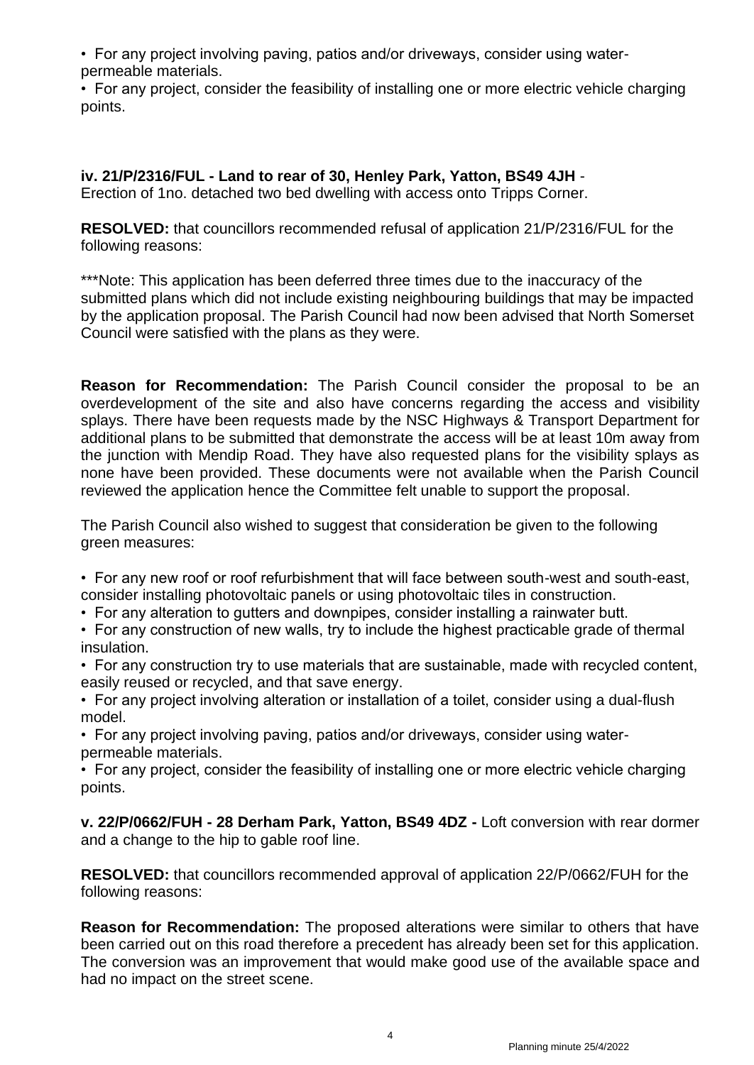- For any project involving paving, patios and/or driveways, consider using water-permeable materials.
- For any project, consider the feasibility of installing one or more electric vehicle charging points.

**iv. 21/P/2316/FUL - Land to rear of 30, Henley Park, Yatton, BS49 4JH** - Erection of 1no. detached two bed dwelling with access onto Tripps Corner.

**RESOLVED:** that councillors recommended refusal of application 21/P/2316/FUL for the following reasons:

***Note: This application has been deferred three times due to the inaccuracy of the submitted plans which did not include existing neighbouring buildings that may be impacted by the application proposal. The Parish Council had now been advised that North Somerset Council were satisfied with the plans as they were.

**Reason for Recommendation:** The Parish Council consider the proposal to be an overdevelopment of the site and also have concerns regarding the access and visibility splays. There have been requests made by the NSC Highways & Transport Department for additional plans to be submitted that demonstrate the access will be at least 10m away from the junction with Mendip Road. They have also requested plans for the visibility splays as none have been provided. These documents were not available when the Parish Council reviewed the application hence the Committee felt unable to support the proposal.

The Parish Council also wished to suggest that consideration be given to the following green measures:

- For any new roof or roof refurbishment that will face between south-west and south-east, consider installing photovoltaic panels or using photovoltaic tiles in construction.
- For any alteration to gutters and downpipes, consider installing a rainwater butt.
- For any construction of new walls, try to include the highest practicable grade of thermal insulation.
- For any construction try to use materials that are sustainable, made with recycled content, easily reused or recycled, and that save energy.
- For any project involving alteration or installation of a toilet, consider using a dual-flush model.
- For any project involving paving, patios and/or driveways, consider using water-permeable materials.
- For any project, consider the feasibility of installing one or more electric vehicle charging points.

**v. 22/P/0662/FUH - 28 Derham Park, Yatton, BS49 4DZ -** Loft conversion with rear dormer and a change to the hip to gable roof line.

**RESOLVED:** that councillors recommended approval of application 22/P/0662/FUH for the following reasons:

**Reason for Recommendation:** The proposed alterations were similar to others that have been carried out on this road therefore a precedent has already been set for this application. The conversion was an improvement that would make good use of the available space and had no impact on the street scene.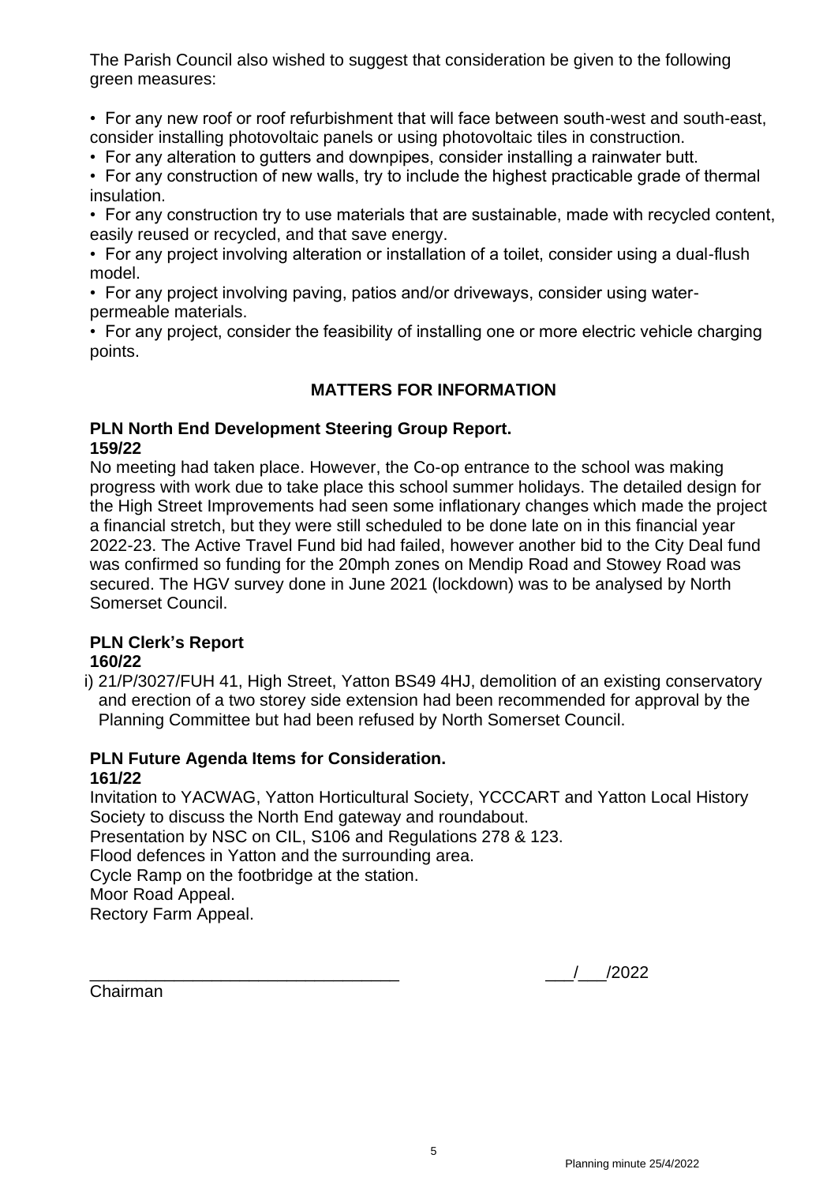The Parish Council also wished to suggest that consideration be given to the following green measures:

- For any new roof or roof refurbishment that will face between south-west and south-east, consider installing photovoltaic panels or using photovoltaic tiles in construction.
- For any alteration to gutters and downpipes, consider installing a rainwater butt.
- For any construction of new walls, try to include the highest practicable grade of thermal insulation.
- For any construction try to use materials that are sustainable, made with recycled content, easily reused or recycled, and that save energy.
- For any project involving alteration or installation of a toilet, consider using a dual-flush model.
- For any project involving paving, patios and/or driveways, consider using water-permeable materials.
- For any project, consider the feasibility of installing one or more electric vehicle charging points.

## MATTERS FOR INFORMATION

**PLN North End Development Steering Group Report.**
**159/22**

No meeting had taken place. However, the Co-op entrance to the school was making progress with work due to take place this school summer holidays. The detailed design for the High Street Improvements had seen some inflationary changes which made the project a financial stretch, but they were still scheduled to be done late on in this financial year 2022-23. The Active Travel Fund bid had failed, however another bid to the City Deal fund was confirmed so funding for the 20mph zones on Mendip Road and Stowey Road was secured. The HGV survey done in June 2021 (lockdown) was to be analysed by North Somerset Council.

**PLN Clerk's Report**
**160/22**

i) 21/P/3027/FUH 41, High Street, Yatton BS49 4HJ, demolition of an existing conservatory and erection of a two storey side extension had been recommended for approval by the Planning Committee but had been refused by North Somerset Council.

**PLN Future Agenda Items for Consideration.**
**161/22**

Invitation to YACWAG, Yatton Horticultural Society, YCCCART and Yatton Local History Society to discuss the North End gateway and roundabout.
Presentation by NSC on CIL, S106 and Regulations 278 & 123.
Flood defences in Yatton and the surrounding area.
Cycle Ramp on the footbridge at the station.
Moor Road Appeal.
Rectory Farm Appeal.

_________________________________ ___/___/2022
Chairman